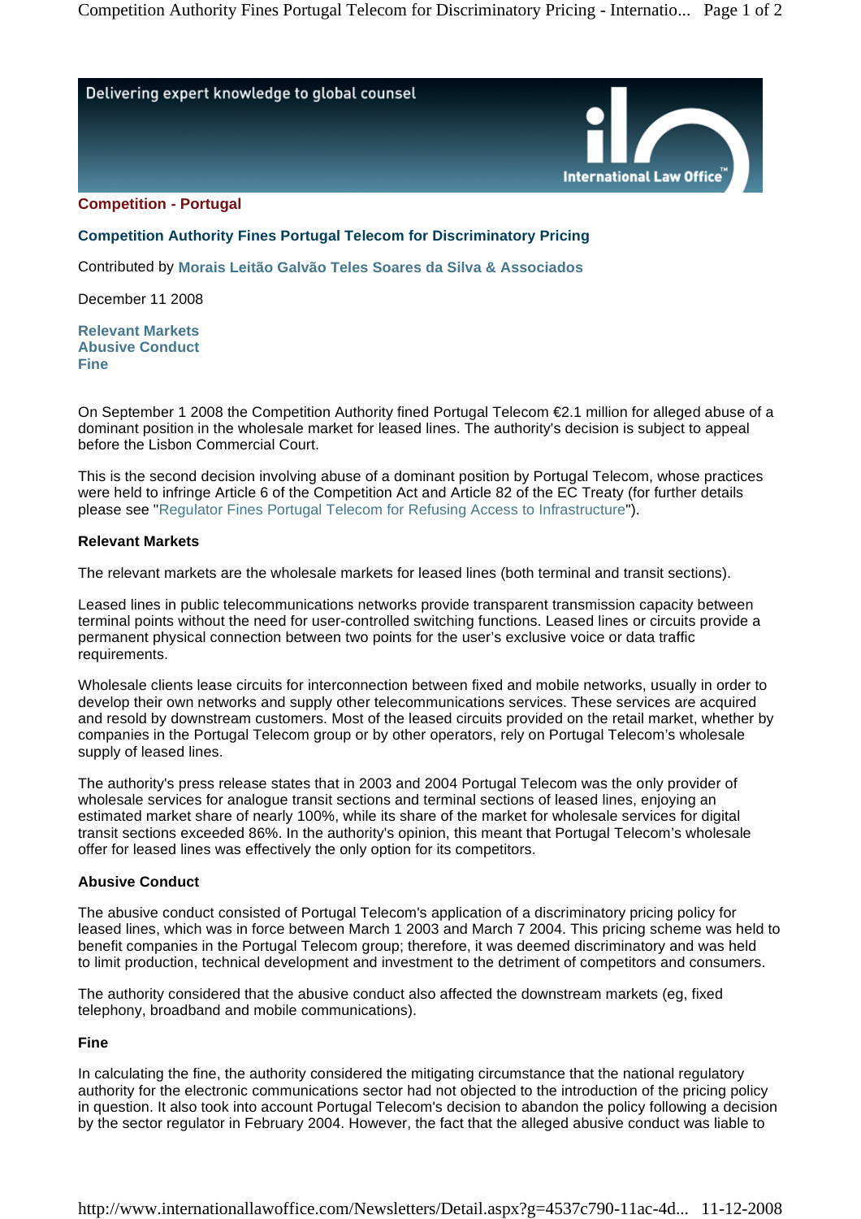Delivering expert knowledge to global counsel

## Competition - Portugal

### Competition Authority Fines Portugal Telecom for Discriminatory Pricing

Contributed by **Morais Leitão Galvão Teles Soares da Silva & Associados**

December 11 2008

**Relevant Markets**
**Abusive Conduct**
**Fine**

On September 1 2008 the Competition Authority fined Portugal Telecom €2.1 million for alleged abuse of a dominant position in the wholesale market for leased lines. The authority's decision is subject to appeal before the Lisbon Commercial Court.

This is the second decision involving abuse of a dominant position by Portugal Telecom, whose practices were held to infringe Article 6 of the Competition Act and Article 82 of the EC Treaty (for further details please see "Regulator Fines Portugal Telecom for Refusing Access to Infrastructure").

#### Relevant Markets

The relevant markets are the wholesale markets for leased lines (both terminal and transit sections).

Leased lines in public telecommunications networks provide transparent transmission capacity between terminal points without the need for user-controlled switching functions. Leased lines or circuits provide a permanent physical connection between two points for the user's exclusive voice or data traffic requirements.

Wholesale clients lease circuits for interconnection between fixed and mobile networks, usually in order to develop their own networks and supply other telecommunications services. These services are acquired and resold by downstream customers. Most of the leased circuits provided on the retail market, whether by companies in the Portugal Telecom group or by other operators, rely on Portugal Telecom's wholesale supply of leased lines.

The authority's press release states that in 2003 and 2004 Portugal Telecom was the only provider of wholesale services for analogue transit sections and terminal sections of leased lines, enjoying an estimated market share of nearly 100%, while its share of the market for wholesale services for digital transit sections exceeded 86%. In the authority's opinion, this meant that Portugal Telecom's wholesale offer for leased lines was effectively the only option for its competitors.

#### Abusive Conduct

The abusive conduct consisted of Portugal Telecom's application of a discriminatory pricing policy for leased lines, which was in force between March 1 2003 and March 7 2004. This pricing scheme was held to benefit companies in the Portugal Telecom group; therefore, it was deemed discriminatory and was held to limit production, technical development and investment to the detriment of competitors and consumers.

The authority considered that the abusive conduct also affected the downstream markets (eg, fixed telephony, broadband and mobile communications).

#### Fine

In calculating the fine, the authority considered the mitigating circumstance that the national regulatory authority for the electronic communications sector had not objected to the introduction of the pricing policy in question. It also took into account Portugal Telecom's decision to abandon the policy following a decision by the sector regulator in February 2004. However, the fact that the alleged abusive conduct was liable to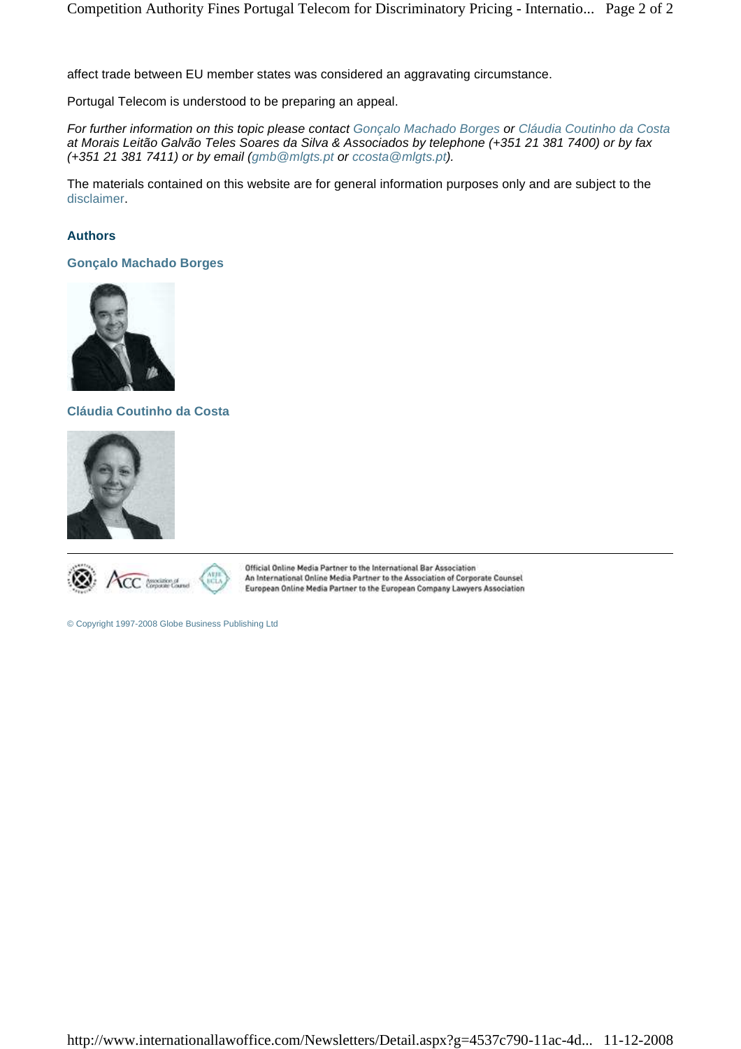affect trade between EU member states was considered an aggravating circumstance.

Portugal Telecom is understood to be preparing an appeal.

*For further information on this topic please contact Gonçalo Machado Borges or Cláudia Coutinho da Costa at Morais Leitão Galvão Teles Soares da Silva & Associados by telephone (+351 21 381 7400) or by fax (+351 21 381 7411) or by email (gmb@mlgts.pt or ccosta@mlgts.pt).*

The materials contained on this website are for general information purposes only and are subject to the disclaimer.

### Authors

**Gonçalo Machado Borges**

**Cláudia Coutinho da Costa**

---

Official Online Media Partner to the International Bar Association
An International Online Media Partner to the Association of Corporate Counsel
European Online Media Partner to the European Company Lawyers Association

© Copyright 1997-2008 Globe Business Publishing Ltd